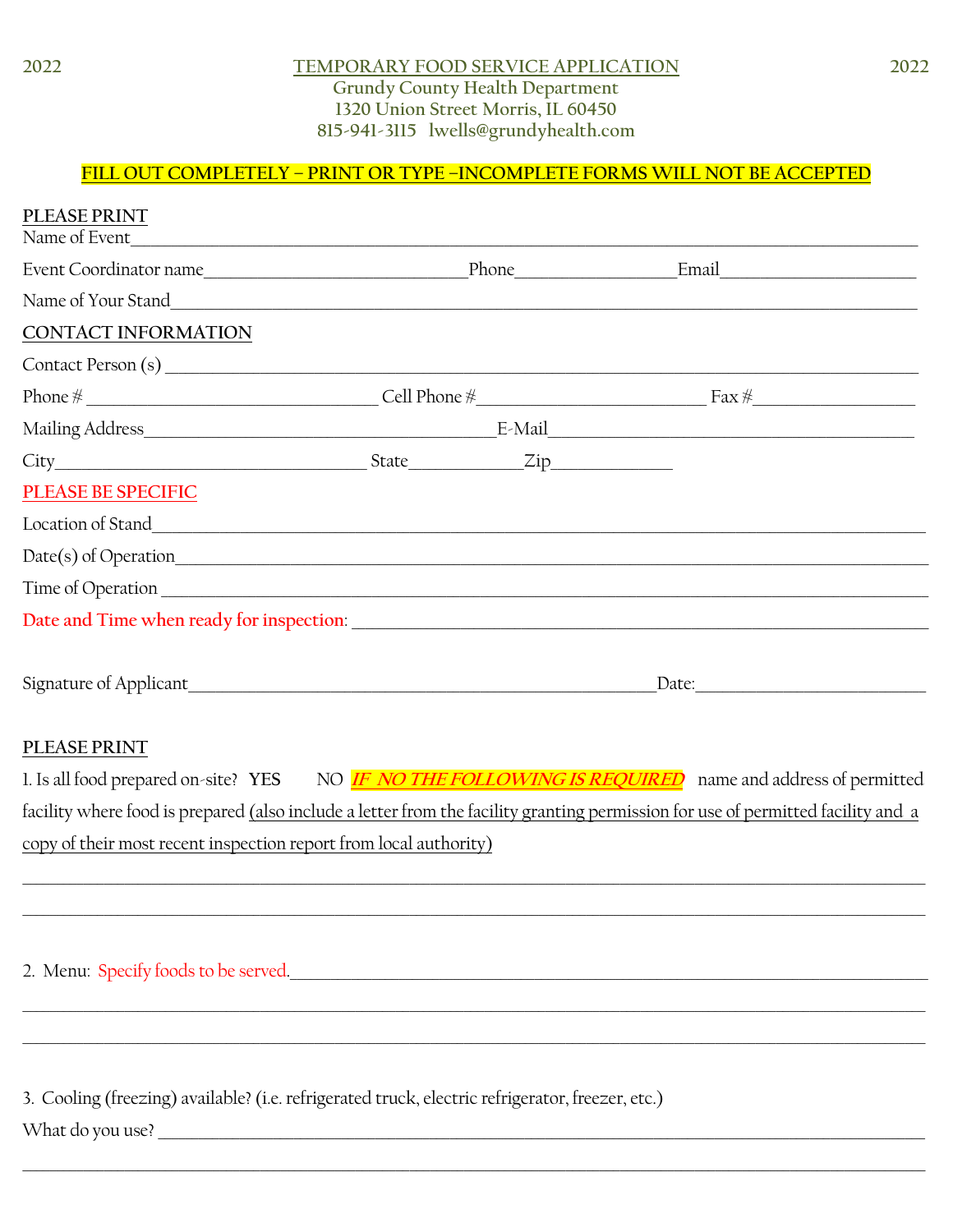2022 **TEMPORARY FOOD SERVICE APPLICATION** 2022

**Grundy County Health Department**
**1320 Union Street Morris, IL 60450**
**815-941-3115 lwells@grundyhealth.com**

**FILL OUT COMPLETELY – PRINT OR TYPE –INCOMPLETE FORMS WILL NOT BE ACCEPTED**

**PLEASE PRINT**

Name of Event___________________________________________________________________________

Event Coordinator name____________________________Phone_________________Email_____________________

Name of Your Stand_______________________________________________________________________

**CONTACT INFORMATION**

Contact Person (s) _________________________________________________________________________

Phone # ________________________________ Cell Phone #_________________________ Fax #_________________

Mailing Address_______________________________________E-Mail______________________________________

City__________________________________ State____________Zip_____________

**PLEASE BE SPECIFIC**

Location of Stand_________________________________________________________________________

Date(s) of Operation_______________________________________________________________________

Time of Operation ________________________________________________________________________

**Date and Time when ready for inspection**: _____________________________________________________

Signature of Applicant____________________________________________________Date:________________________

**PLEASE PRINT**

1. Is all food prepared on-site? **YES** NO ***IF NO THE FOLLOWING IS REQUIRED*** name and address of permitted facility where food is prepared (also include a letter from the facility granting permission for use of permitted facility and a copy of their most recent inspection report from local authority)

_______________________________________________________________________________________________

_______________________________________________________________________________________________

2. Menu: Specify foods to be served.___________________________________________________________________

_______________________________________________________________________________________________

_______________________________________________________________________________________________

3. Cooling (freezing) available? (i.e. refrigerated truck, electric refrigerator, freezer, etc.)

What do you use? ______________________________________________________________________________

_______________________________________________________________________________________________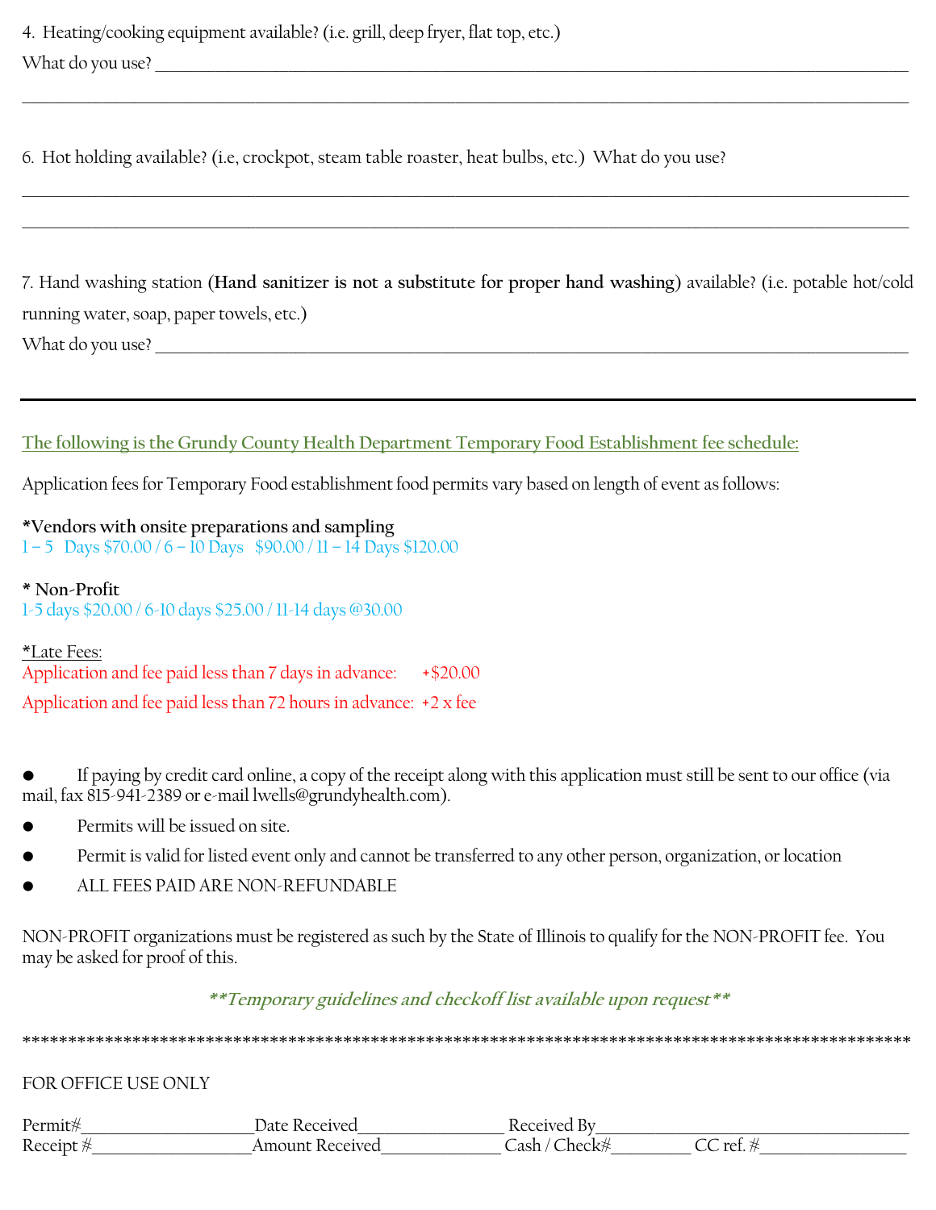4. Heating/cooking equipment available? (i.e. grill, deep fryer, flat top, etc.)

What do you use? ______________________________________________________________________________

______________________________________________________________________________________________

6. Hot holding available? (i.e, crockpot, steam table roaster, heat bulbs, etc.) What do you use?

______________________________________________________________________________________________

______________________________________________________________________________________________

7. Hand washing station (**Hand sanitizer is not a substitute for proper hand washing**) available? (i.e. potable hot/cold running water, soap, paper towels, etc.)

What do you use? ______________________________________________________________________________

---

The following is the Grundy County Health Department Temporary Food Establishment fee schedule:

Application fees for Temporary Food establishment food permits vary based on length of event as follows:

**\*Vendors with onsite preparations and sampling**
1 – 5 Days $70.00 / 6 – 10 Days $90.00 / 11 – 14 Days $120.00

**\* Non-Profit**
1-5 days $20.00 / 6-10 days $25.00 / 11-14 days @30.00

\*Late Fees:
Application and fee paid less than 7 days in advance: +$20.00
Application and fee paid less than 72 hours in advance: +2 x fee

- If paying by credit card online, a copy of the receipt along with this application must still be sent to our office (via mail, fax 815-941-2389 or e-mail lwells@grundyhealth.com).
- Permits will be issued on site.
- Permit is valid for listed event only and cannot be transferred to any other person, organization, or location
- ALL FEES PAID ARE NON-REFUNDABLE

NON-PROFIT organizations must be registered as such by the State of Illinois to qualify for the NON-PROFIT fee. You may be asked for proof of this.

***\*\*Temporary guidelines and checkoff list available upon request\*\****

\*\*\*\*\*\*\*\*\*\*\*\*\*\*\*\*\*\*\*\*\*\*\*\*\*\*\*\*\*\*\*\*\*\*\*\*\*\*\*\*\*\*\*\*\*\*\*\*\*\*\*\*\*\*\*\*\*\*\*\*\*\*\*\*\*\*\*\*\*\*\*\*\*\*\*\*\*\*\*\*\*\*\*\*\*\*\*\*\*\*\*\*\*\*

FOR OFFICE USE ONLY

Permit#__________________ Date Received_______________ Received By__________________________________
Receipt #_________________ Amount Received_____________ Cash / Check#_________ CC ref. #________________